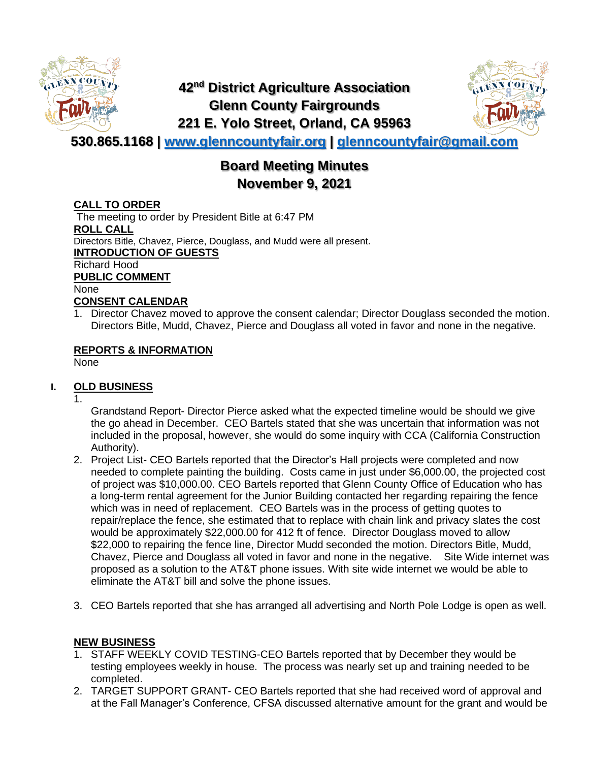# 42nd District Agriculture Association
# Glenn County Fairgrounds
# 221 E. Yolo Street, Orland, CA 95963

**530.865.1168 | www.glenncountyfair.org | glenncountyfair@gmail.com**

## Board Meeting Minutes
## November 9, 2021

**CALL TO ORDER**

The meeting to order by President Bitle at 6:47 PM

**ROLL CALL**

Directors Bitle, Chavez, Pierce, Douglass, and Mudd were all present.

**INTRODUCTION OF GUESTS**

Richard Hood

**PUBLIC COMMENT**

None

**CONSENT CALENDAR**

1. Director Chavez moved to approve the consent calendar; Director Douglass seconded the motion. Directors Bitle, Mudd, Chavez, Pierce and Douglass all voted in favor and none in the negative.

**REPORTS & INFORMATION**

None

**I. OLD BUSINESS**

1. Grandstand Report- Director Pierce asked what the expected timeline would be should we give the go ahead in December. CEO Bartels stated that she was uncertain that information was not included in the proposal, however, she would do some inquiry with CCA (California Construction Authority).
2. Project List- CEO Bartels reported that the Director's Hall projects were completed and now needed to complete painting the building. Costs came in just under $6,000.00, the projected cost of project was $10,000.00. CEO Bartels reported that Glenn County Office of Education who has a long-term rental agreement for the Junior Building contacted her regarding repairing the fence which was in need of replacement. CEO Bartels was in the process of getting quotes to repair/replace the fence, she estimated that to replace with chain link and privacy slates the cost would be approximately $22,000.00 for 412 ft of fence. Director Douglass moved to allow $22,000 to repairing the fence line, Director Mudd seconded the motion. Directors Bitle, Mudd, Chavez, Pierce and Douglass all voted in favor and none in the negative. Site Wide internet was proposed as a solution to the AT&T phone issues. With site wide internet we would be able to eliminate the AT&T bill and solve the phone issues.
3. CEO Bartels reported that she has arranged all advertising and North Pole Lodge is open as well.

**NEW BUSINESS**

1. STAFF WEEKLY COVID TESTING-CEO Bartels reported that by December they would be testing employees weekly in house. The process was nearly set up and training needed to be completed.
2. TARGET SUPPORT GRANT- CEO Bartels reported that she had received word of approval and at the Fall Manager's Conference, CFSA discussed alternative amount for the grant and would be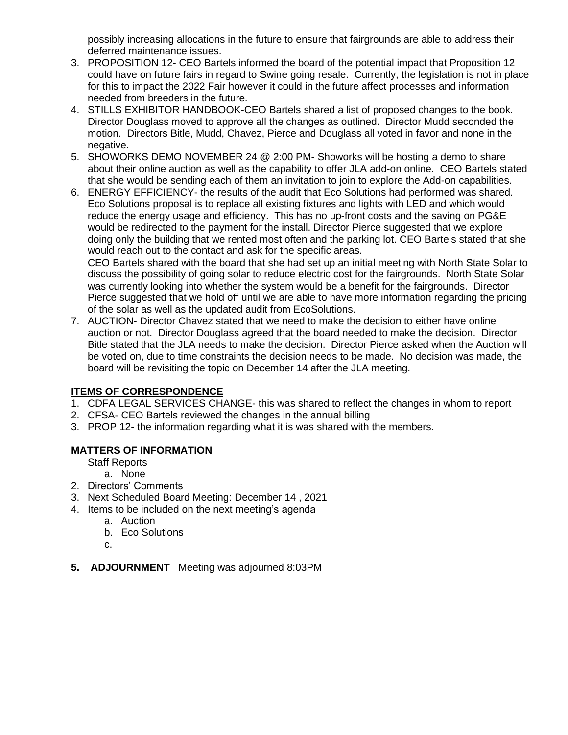possibly increasing allocations in the future to ensure that fairgrounds are able to address their deferred maintenance issues.

3. PROPOSITION 12- CEO Bartels informed the board of the potential impact that Proposition 12 could have on future fairs in regard to Swine going resale. Currently, the legislation is not in place for this to impact the 2022 Fair however it could in the future affect processes and information needed from breeders in the future.
4. STILLS EXHIBITOR HANDBOOK-CEO Bartels shared a list of proposed changes to the book. Director Douglass moved to approve all the changes as outlined. Director Mudd seconded the motion. Directors Bitle, Mudd, Chavez, Pierce and Douglass all voted in favor and none in the negative.
5. SHOWORKS DEMO NOVEMBER 24 @ 2:00 PM- Showorks will be hosting a demo to share about their online auction as well as the capability to offer JLA add-on online. CEO Bartels stated that she would be sending each of them an invitation to join to explore the Add-on capabilities.
6. ENERGY EFFICIENCY- the results of the audit that Eco Solutions had performed was shared. Eco Solutions proposal is to replace all existing fixtures and lights with LED and which would reduce the energy usage and efficiency. This has no up-front costs and the saving on PG&E would be redirected to the payment for the install. Director Pierce suggested that we explore doing only the building that we rented most often and the parking lot. CEO Bartels stated that she would reach out to the contact and ask for the specific areas.
   CEO Bartels shared with the board that she had set up an initial meeting with North State Solar to discuss the possibility of going solar to reduce electric cost for the fairgrounds. North State Solar was currently looking into whether the system would be a benefit for the fairgrounds. Director Pierce suggested that we hold off until we are able to have more information regarding the pricing of the solar as well as the updated audit from EcoSolutions.
7. AUCTION- Director Chavez stated that we need to make the decision to either have online auction or not. Director Douglass agreed that the board needed to make the decision. Director Bitle stated that the JLA needs to make the decision. Director Pierce asked when the Auction will be voted on, due to time constraints the decision needs to be made. No decision was made, the board will be revisiting the topic on December 14 after the JLA meeting.

## ITEMS OF CORRESPONDENCE

1. CDFA LEGAL SERVICES CHANGE- this was shared to reflect the changes in whom to report
2. CFSA- CEO Bartels reviewed the changes in the annual billing
3. PROP 12- the information regarding what it is was shared with the members.

## MATTERS OF INFORMATION

Staff Reports
   a. None
2. Directors' Comments
3. Next Scheduled Board Meeting: December 14 , 2021
4. Items to be included on the next meeting's agenda
   a. Auction
   b. Eco Solutions
   c.

**5. ADJOURNMENT** Meeting was adjourned 8:03PM